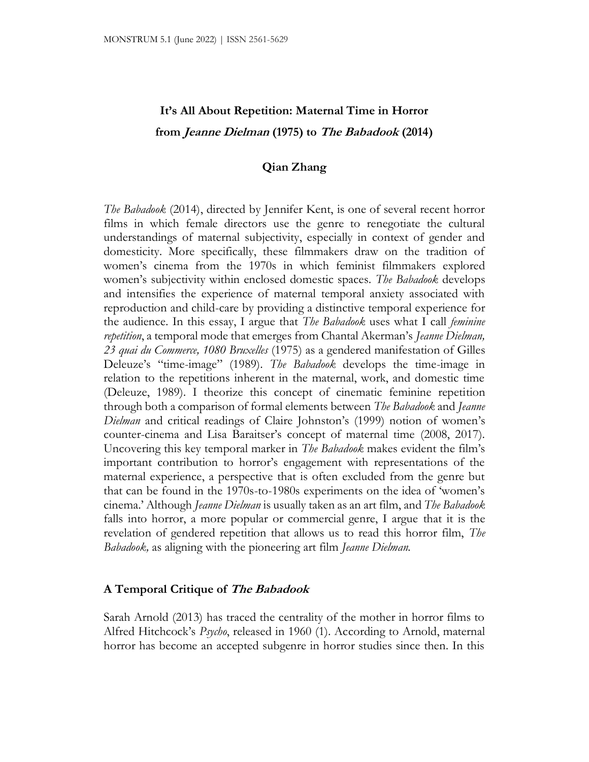# It's All About Repetition: Maternal Time in Horror from *Jeanne Dielman* (1975) to *The Babadook* (2014)

**Qian Zhang**

*The Babadook* (2014), directed by Jennifer Kent, is one of several recent horror films in which female directors use the genre to renegotiate the cultural understandings of maternal subjectivity, especially in context of gender and domesticity. More specifically, these filmmakers draw on the tradition of women's cinema from the 1970s in which feminist filmmakers explored women's subjectivity within enclosed domestic spaces. *The Babadook* develops and intensifies the experience of maternal temporal anxiety associated with reproduction and child-care by providing a distinctive temporal experience for the audience. In this essay, I argue that *The Babadook* uses what I call *feminine repetition*, a temporal mode that emerges from Chantal Akerman's *Jeanne Dielman, 23 quai du Commerce, 1080 Bruxelles* (1975) as a gendered manifestation of Gilles Deleuze's "time-image" (1989). *The Babadook* develops the time-image in relation to the repetitions inherent in the maternal, work, and domestic time (Deleuze, 1989). I theorize this concept of cinematic feminine repetition through both a comparison of formal elements between *The Babadook* and *Jeanne Dielman* and critical readings of Claire Johnston's (1999) notion of women's counter-cinema and Lisa Baraitser's concept of maternal time (2008, 2017). Uncovering this key temporal marker in *The Babadook* makes evident the film's important contribution to horror's engagement with representations of the maternal experience, a perspective that is often excluded from the genre but that can be found in the 1970s-to-1980s experiments on the idea of 'women's cinema.' Although *Jeanne Dielman* is usually taken as an art film, and *The Babadook* falls into horror, a more popular or commercial genre, I argue that it is the revelation of gendered repetition that allows us to read this horror film, *The Babadook,* as aligning with the pioneering art film *Jeanne Dielman.*

## A Temporal Critique of *The Babadook*

Sarah Arnold (2013) has traced the centrality of the mother in horror films to Alfred Hitchcock's *Psycho*, released in 1960 (1). According to Arnold, maternal horror has become an accepted subgenre in horror studies since then. In this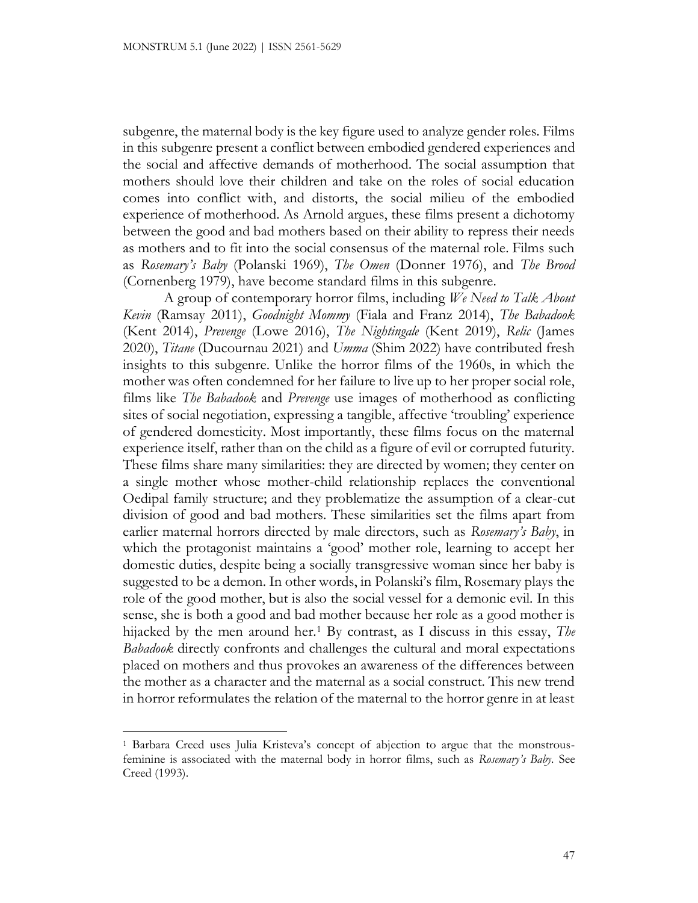subgenre, the maternal body is the key figure used to analyze gender roles. Films in this subgenre present a conflict between embodied gendered experiences and the social and affective demands of motherhood. The social assumption that mothers should love their children and take on the roles of social education comes into conflict with, and distorts, the social milieu of the embodied experience of motherhood. As Arnold argues, these films present a dichotomy between the good and bad mothers based on their ability to repress their needs as mothers and to fit into the social consensus of the maternal role. Films such as *Rosemary's Baby* (Polanski 1969), *The Omen* (Donner 1976), and *The Brood* (Cornenberg 1979), have become standard films in this subgenre.

A group of contemporary horror films, including *We Need to Talk About Kevin* (Ramsay 2011), *Goodnight Mommy* (Fiala and Franz 2014), *The Babadook* (Kent 2014), *Prevenge* (Lowe 2016), *The Nightingale* (Kent 2019), *Relic* (James 2020), *Titane* (Ducournau 2021) and *Umma* (Shim 2022) have contributed fresh insights to this subgenre. Unlike the horror films of the 1960s, in which the mother was often condemned for her failure to live up to her proper social role, films like *The Babadook* and *Prevenge* use images of motherhood as conflicting sites of social negotiation, expressing a tangible, affective 'troubling' experience of gendered domesticity. Most importantly, these films focus on the maternal experience itself, rather than on the child as a figure of evil or corrupted futurity. These films share many similarities: they are directed by women; they center on a single mother whose mother-child relationship replaces the conventional Oedipal family structure; and they problematize the assumption of a clear-cut division of good and bad mothers. These similarities set the films apart from earlier maternal horrors directed by male directors, such as *Rosemary's Baby*, in which the protagonist maintains a 'good' mother role, learning to accept her domestic duties, despite being a socially transgressive woman since her baby is suggested to be a demon. In other words, in Polanski's film, Rosemary plays the role of the good mother, but is also the social vessel for a demonic evil. In this sense, she is both a good and bad mother because her role as a good mother is hijacked by the men around her.[1] By contrast, as I discuss in this essay, *The Babadook* directly confronts and challenges the cultural and moral expectations placed on mothers and thus provokes an awareness of the differences between the mother as a character and the maternal as a social construct. This new trend in horror reformulates the relation of the maternal to the horror genre in at least

---

[1] Barbara Creed uses Julia Kristeva's concept of abjection to argue that the monstrous-feminine is associated with the maternal body in horror films, such as *Rosemary's Baby*. See Creed (1993).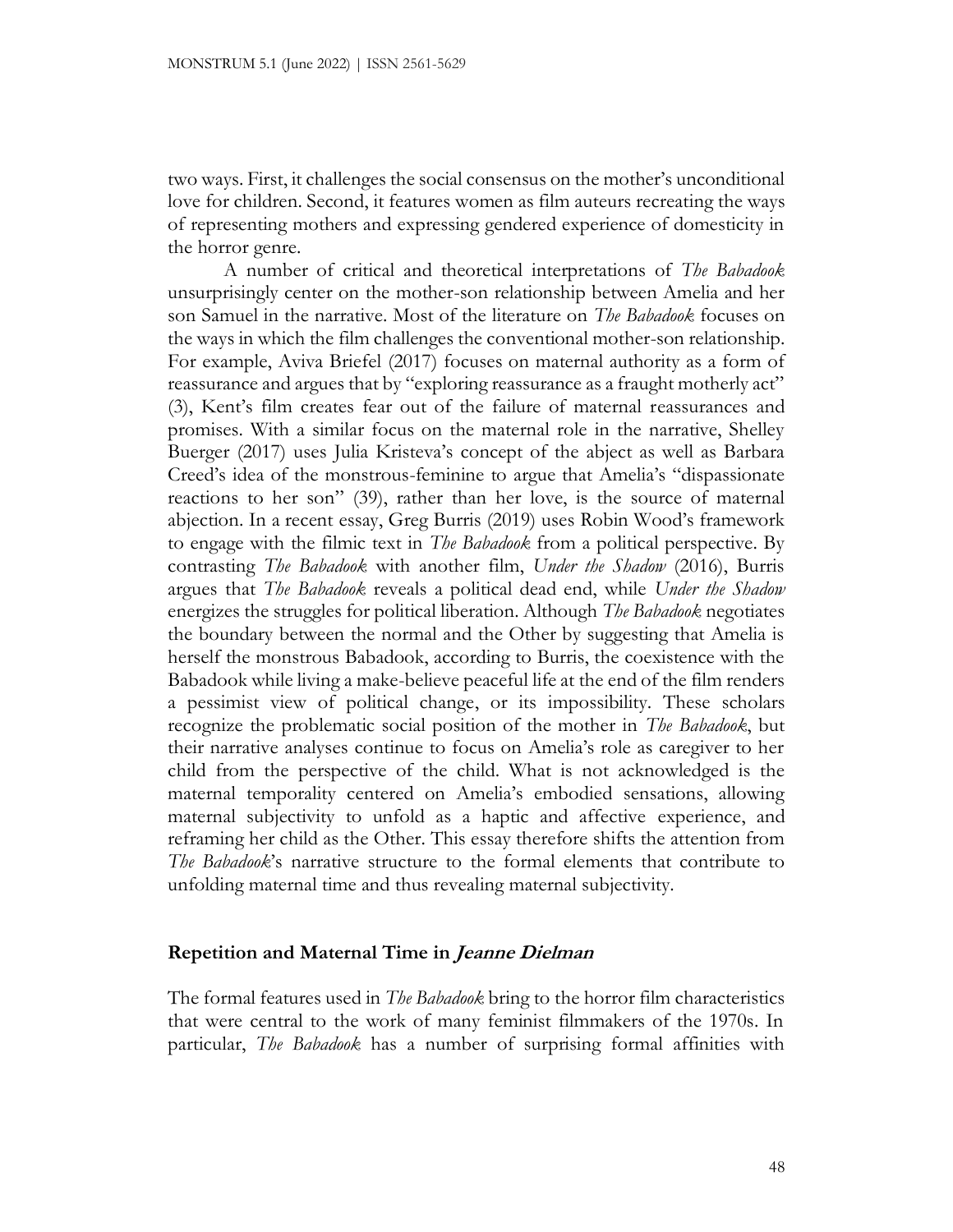two ways. First, it challenges the social consensus on the mother's unconditional love for children. Second, it features women as film auteurs recreating the ways of representing mothers and expressing gendered experience of domesticity in the horror genre.

A number of critical and theoretical interpretations of *The Babadook* unsurprisingly center on the mother-son relationship between Amelia and her son Samuel in the narrative. Most of the literature on *The Babadook* focuses on the ways in which the film challenges the conventional mother-son relationship. For example, Aviva Briefel (2017) focuses on maternal authority as a form of reassurance and argues that by "exploring reassurance as a fraught motherly act" (3), Kent's film creates fear out of the failure of maternal reassurances and promises. With a similar focus on the maternal role in the narrative, Shelley Buerger (2017) uses Julia Kristeva's concept of the abject as well as Barbara Creed's idea of the monstrous-feminine to argue that Amelia's "dispassionate reactions to her son" (39), rather than her love, is the source of maternal abjection. In a recent essay, Greg Burris (2019) uses Robin Wood's framework to engage with the filmic text in *The Babadook* from a political perspective. By contrasting *The Babadook* with another film, *Under the Shadow* (2016), Burris argues that *The Babadook* reveals a political dead end, while *Under the Shadow* energizes the struggles for political liberation. Although *The Babadook* negotiates the boundary between the normal and the Other by suggesting that Amelia is herself the monstrous Babadook, according to Burris, the coexistence with the Babadook while living a make-believe peaceful life at the end of the film renders a pessimist view of political change, or its impossibility. These scholars recognize the problematic social position of the mother in *The Babadook*, but their narrative analyses continue to focus on Amelia's role as caregiver to her child from the perspective of the child. What is not acknowledged is the maternal temporality centered on Amelia's embodied sensations, allowing maternal subjectivity to unfold as a haptic and affective experience, and reframing her child as the Other. This essay therefore shifts the attention from *The Babadook*'s narrative structure to the formal elements that contribute to unfolding maternal time and thus revealing maternal subjectivity.

## Repetition and Maternal Time in *Jeanne Dielman*

The formal features used in *The Babadook* bring to the horror film characteristics that were central to the work of many feminist filmmakers of the 1970s. In particular, *The Babadook* has a number of surprising formal affinities with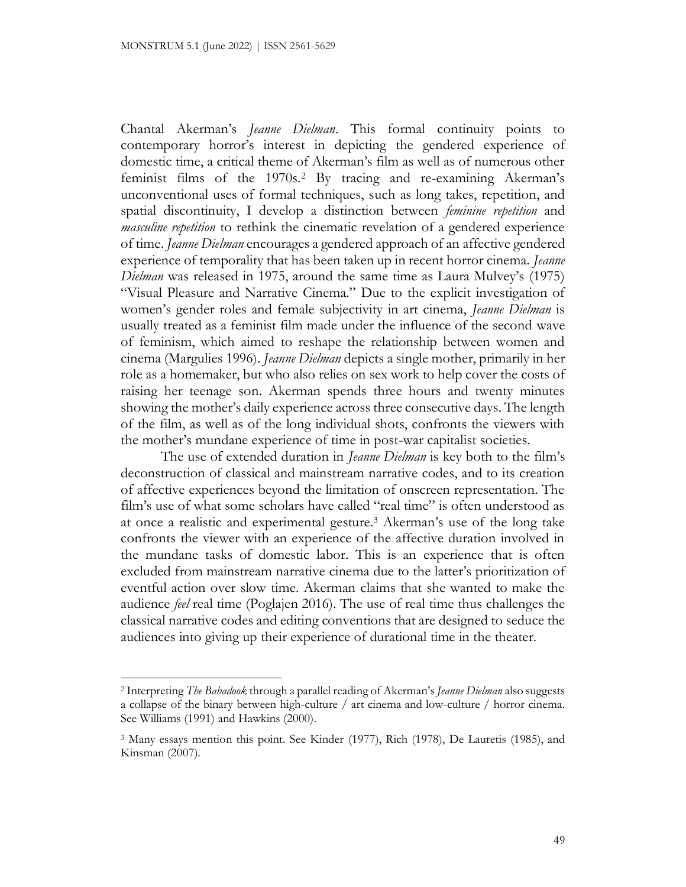Chantal Akerman's *Jeanne Dielman*. This formal continuity points to contemporary horror's interest in depicting the gendered experience of domestic time, a critical theme of Akerman's film as well as of numerous other feminist films of the 1970s.[2] By tracing and re-examining Akerman's unconventional uses of formal techniques, such as long takes, repetition, and spatial discontinuity, I develop a distinction between *feminine repetition* and *masculine repetition* to rethink the cinematic revelation of a gendered experience of time. *Jeanne Dielman* encourages a gendered approach of an affective gendered experience of temporality that has been taken up in recent horror cinema. *Jeanne Dielman* was released in 1975, around the same time as Laura Mulvey's (1975) "Visual Pleasure and Narrative Cinema." Due to the explicit investigation of women's gender roles and female subjectivity in art cinema, *Jeanne Dielman* is usually treated as a feminist film made under the influence of the second wave of feminism, which aimed to reshape the relationship between women and cinema (Margulies 1996). *Jeanne Dielman* depicts a single mother, primarily in her role as a homemaker, but who also relies on sex work to help cover the costs of raising her teenage son. Akerman spends three hours and twenty minutes showing the mother's daily experience across three consecutive days. The length of the film, as well as of the long individual shots, confronts the viewers with the mother's mundane experience of time in post-war capitalist societies.

The use of extended duration in *Jeanne Dielman* is key both to the film's deconstruction of classical and mainstream narrative codes, and to its creation of affective experiences beyond the limitation of onscreen representation. The film's use of what some scholars have called "real time" is often understood as at once a realistic and experimental gesture.[3] Akerman's use of the long take confronts the viewer with an experience of the affective duration involved in the mundane tasks of domestic labor. This is an experience that is often excluded from mainstream narrative cinema due to the latter's prioritization of eventful action over slow time. Akerman claims that she wanted to make the audience *feel* real time (Poglajen 2016). The use of real time thus challenges the classical narrative codes and editing conventions that are designed to seduce the audiences into giving up their experience of durational time in the theater.

---

[2] Interpreting *The Babadook* through a parallel reading of Akerman's *Jeanne Dielman* also suggests a collapse of the binary between high-culture / art cinema and low-culture / horror cinema. See Williams (1991) and Hawkins (2000).

[3] Many essays mention this point. See Kinder (1977), Rich (1978), De Lauretis (1985), and Kinsman (2007).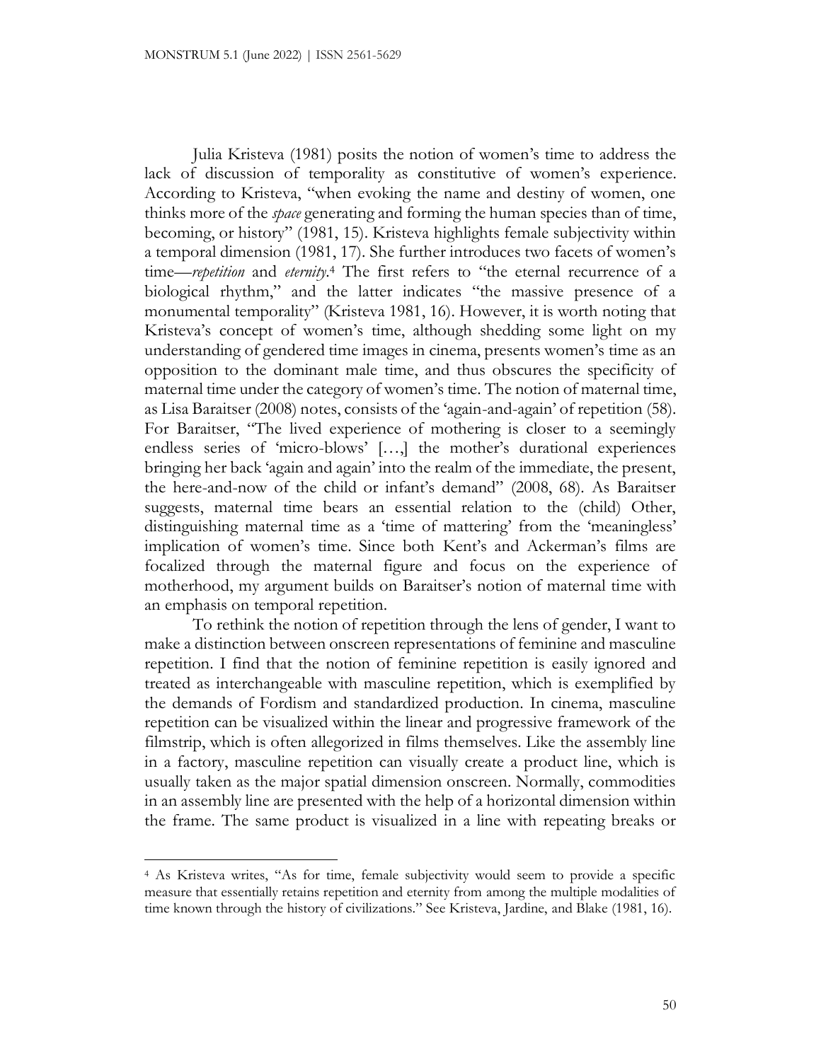Julia Kristeva (1981) posits the notion of women's time to address the lack of discussion of temporality as constitutive of women's experience. According to Kristeva, "when evoking the name and destiny of women, one thinks more of the *space* generating and forming the human species than of time, becoming, or history" (1981, 15). Kristeva highlights female subjectivity within a temporal dimension (1981, 17). She further introduces two facets of women's time—*repetition* and *eternity*.[4] The first refers to "the eternal recurrence of a biological rhythm," and the latter indicates "the massive presence of a monumental temporality" (Kristeva 1981, 16). However, it is worth noting that Kristeva's concept of women's time, although shedding some light on my understanding of gendered time images in cinema, presents women's time as an opposition to the dominant male time, and thus obscures the specificity of maternal time under the category of women's time. The notion of maternal time, as Lisa Baraitser (2008) notes, consists of the 'again-and-again' of repetition (58). For Baraitser, "The lived experience of mothering is closer to a seemingly endless series of 'micro-blows' […,] the mother's durational experiences bringing her back 'again and again' into the realm of the immediate, the present, the here-and-now of the child or infant's demand" (2008, 68). As Baraitser suggests, maternal time bears an essential relation to the (child) Other, distinguishing maternal time as a 'time of mattering' from the 'meaningless' implication of women's time. Since both Kent's and Ackerman's films are focalized through the maternal figure and focus on the experience of motherhood, my argument builds on Baraitser's notion of maternal time with an emphasis on temporal repetition.

To rethink the notion of repetition through the lens of gender, I want to make a distinction between onscreen representations of feminine and masculine repetition. I find that the notion of feminine repetition is easily ignored and treated as interchangeable with masculine repetition, which is exemplified by the demands of Fordism and standardized production. In cinema, masculine repetition can be visualized within the linear and progressive framework of the filmstrip, which is often allegorized in films themselves. Like the assembly line in a factory, masculine repetition can visually create a product line, which is usually taken as the major spatial dimension onscreen. Normally, commodities in an assembly line are presented with the help of a horizontal dimension within the frame. The same product is visualized in a line with repeating breaks or

---

[4] As Kristeva writes, "As for time, female subjectivity would seem to provide a specific measure that essentially retains repetition and eternity from among the multiple modalities of time known through the history of civilizations." See Kristeva, Jardine, and Blake (1981, 16).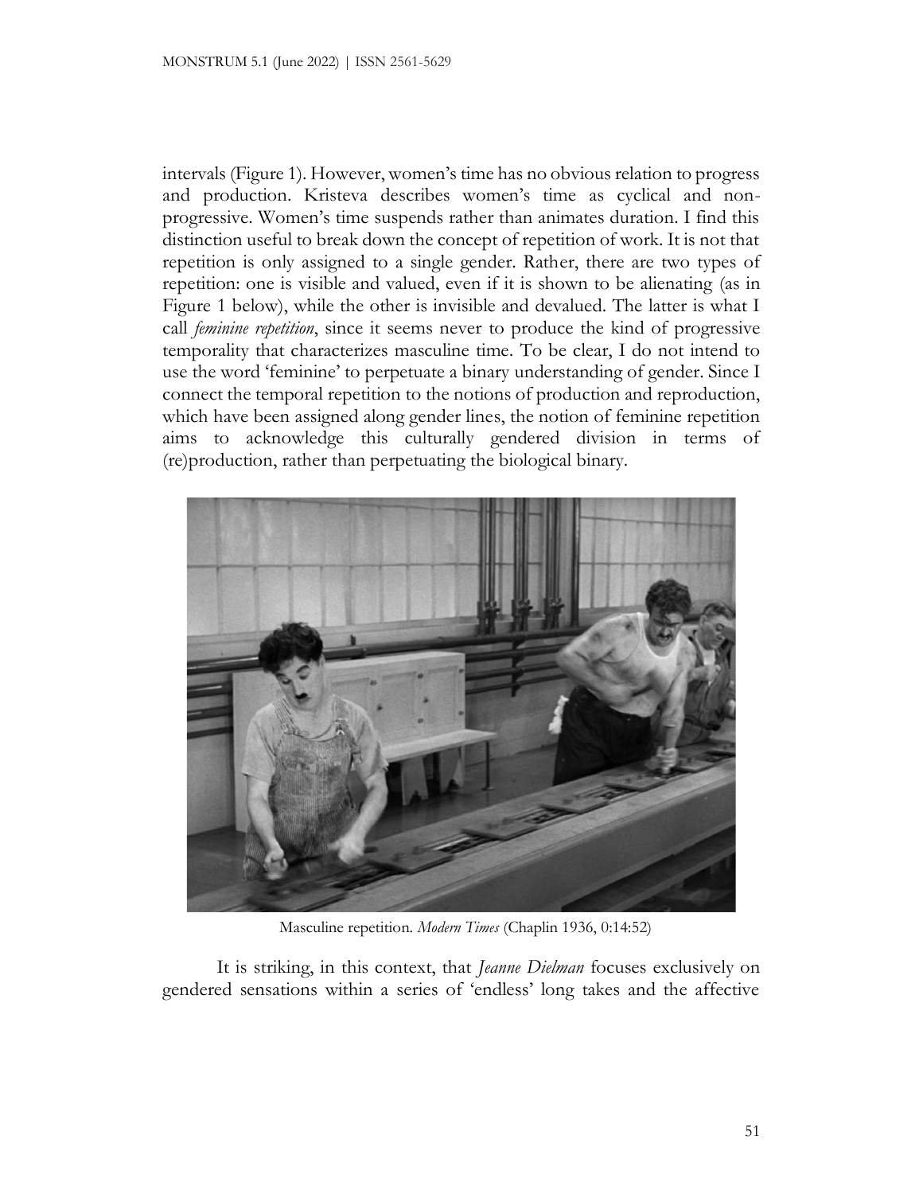intervals (Figure 1). However, women's time has no obvious relation to progress and production. Kristeva describes women's time as cyclical and non-progressive. Women's time suspends rather than animates duration. I find this distinction useful to break down the concept of repetition of work. It is not that repetition is only assigned to a single gender. Rather, there are two types of repetition: one is visible and valued, even if it is shown to be alienating (as in Figure 1 below), while the other is invisible and devalued. The latter is what I call *feminine repetition*, since it seems never to produce the kind of progressive temporality that characterizes masculine time. To be clear, I do not intend to use the word 'feminine' to perpetuate a binary understanding of gender. Since I connect the temporal repetition to the notions of production and reproduction, which have been assigned along gender lines, the notion of feminine repetition aims to acknowledge this culturally gendered division in terms of (re)production, rather than perpetuating the biological binary.

Masculine repetition. *Modern Times* (Chaplin 1936, 0:14:52)

It is striking, in this context, that *Jeanne Dielman* focuses exclusively on gendered sensations within a series of 'endless' long takes and the affective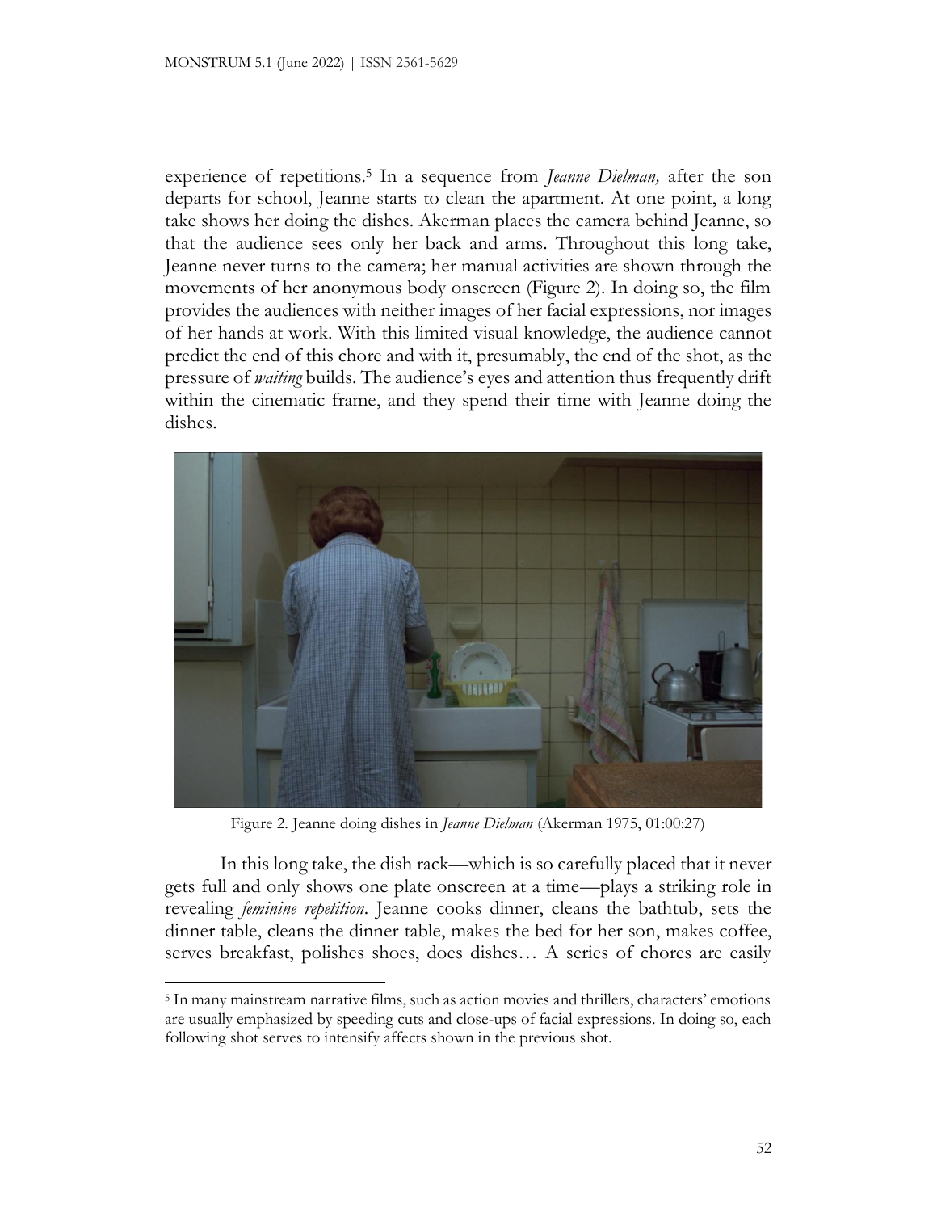experience of repetitions.[5] In a sequence from *Jeanne Dielman,* after the son departs for school, Jeanne starts to clean the apartment. At one point, a long take shows her doing the dishes. Akerman places the camera behind Jeanne, so that the audience sees only her back and arms. Throughout this long take, Jeanne never turns to the camera; her manual activities are shown through the movements of her anonymous body onscreen (Figure 2). In doing so, the film provides the audiences with neither images of her facial expressions, nor images of her hands at work. With this limited visual knowledge, the audience cannot predict the end of this chore and with it, presumably, the end of the shot, as the pressure of *waiting* builds. The audience's eyes and attention thus frequently drift within the cinematic frame, and they spend their time with Jeanne doing the dishes.

Figure 2. Jeanne doing dishes in *Jeanne Dielman* (Akerman 1975, 01:00:27)

In this long take, the dish rack—which is so carefully placed that it never gets full and only shows one plate onscreen at a time—plays a striking role in revealing *feminine repetition*. Jeanne cooks dinner, cleans the bathtub, sets the dinner table, cleans the dinner table, makes the bed for her son, makes coffee, serves breakfast, polishes shoes, does dishes… A series of chores are easily

[5] In many mainstream narrative films, such as action movies and thrillers, characters' emotions are usually emphasized by speeding cuts and close-ups of facial expressions. In doing so, each following shot serves to intensify affects shown in the previous shot.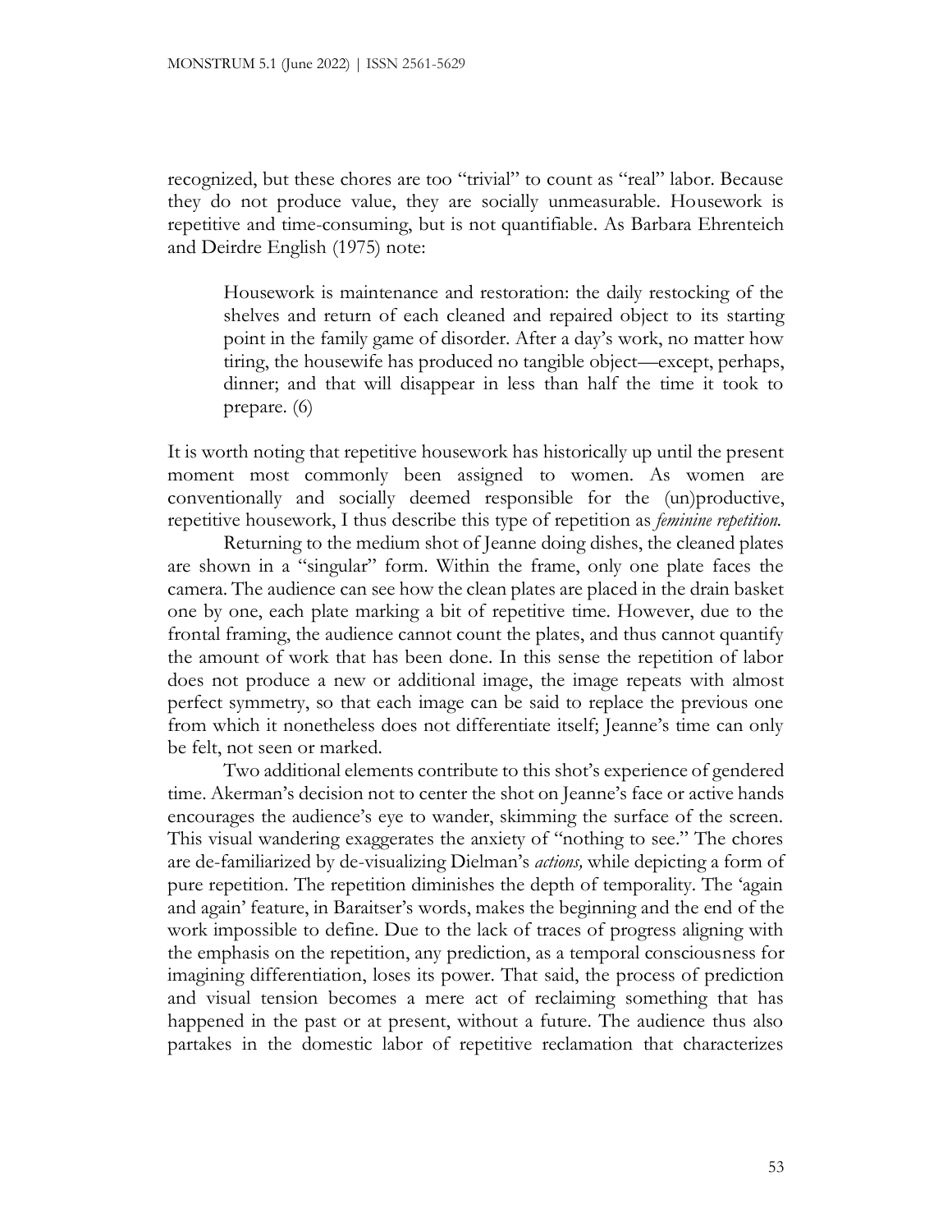recognized, but these chores are too "trivial" to count as "real" labor. Because they do not produce value, they are socially unmeasurable. Housework is repetitive and time-consuming, but is not quantifiable. As Barbara Ehrenteich and Deirdre English (1975) note:

> Housework is maintenance and restoration: the daily restocking of the shelves and return of each cleaned and repaired object to its starting point in the family game of disorder. After a day's work, no matter how tiring, the housewife has produced no tangible object—except, perhaps, dinner; and that will disappear in less than half the time it took to prepare. (6)

It is worth noting that repetitive housework has historically up until the present moment most commonly been assigned to women. As women are conventionally and socially deemed responsible for the (un)productive, repetitive housework, I thus describe this type of repetition as *feminine repetition.*

Returning to the medium shot of Jeanne doing dishes, the cleaned plates are shown in a "singular" form. Within the frame, only one plate faces the camera. The audience can see how the clean plates are placed in the drain basket one by one, each plate marking a bit of repetitive time. However, due to the frontal framing, the audience cannot count the plates, and thus cannot quantify the amount of work that has been done. In this sense the repetition of labor does not produce a new or additional image, the image repeats with almost perfect symmetry, so that each image can be said to replace the previous one from which it nonetheless does not differentiate itself; Jeanne's time can only be felt, not seen or marked.

Two additional elements contribute to this shot's experience of gendered time. Akerman's decision not to center the shot on Jeanne's face or active hands encourages the audience's eye to wander, skimming the surface of the screen. This visual wandering exaggerates the anxiety of "nothing to see." The chores are de-familiarized by de-visualizing Dielman's *actions,* while depicting a form of pure repetition. The repetition diminishes the depth of temporality. The 'again and again' feature, in Baraitser's words, makes the beginning and the end of the work impossible to define. Due to the lack of traces of progress aligning with the emphasis on the repetition, any prediction, as a temporal consciousness for imagining differentiation, loses its power. That said, the process of prediction and visual tension becomes a mere act of reclaiming something that has happened in the past or at present, without a future. The audience thus also partakes in the domestic labor of repetitive reclamation that characterizes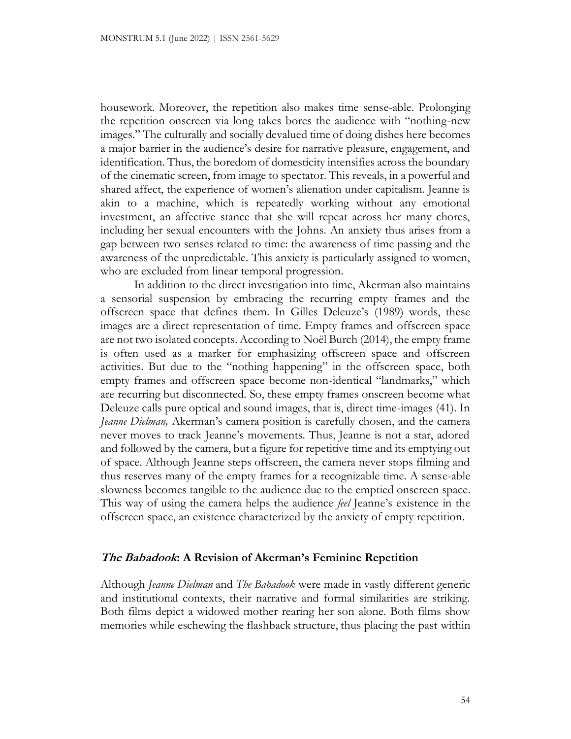housework. Moreover, the repetition also makes time sense-able. Prolonging the repetition onscreen via long takes bores the audience with "nothing-new images." The culturally and socially devalued time of doing dishes here becomes a major barrier in the audience's desire for narrative pleasure, engagement, and identification. Thus, the boredom of domesticity intensifies across the boundary of the cinematic screen, from image to spectator. This reveals, in a powerful and shared affect, the experience of women's alienation under capitalism. Jeanne is akin to a machine, which is repeatedly working without any emotional investment, an affective stance that she will repeat across her many chores, including her sexual encounters with the Johns. An anxiety thus arises from a gap between two senses related to time: the awareness of time passing and the awareness of the unpredictable. This anxiety is particularly assigned to women, who are excluded from linear temporal progression.

In addition to the direct investigation into time, Akerman also maintains a sensorial suspension by embracing the recurring empty frames and the offscreen space that defines them. In Gilles Deleuze's (1989) words, these images are a direct representation of time. Empty frames and offscreen space are not two isolated concepts. According to Noël Burch (2014), the empty frame is often used as a marker for emphasizing offscreen space and offscreen activities. But due to the "nothing happening" in the offscreen space, both empty frames and offscreen space become non-identical "landmarks," which are recurring but disconnected. So, these empty frames onscreen become what Deleuze calls pure optical and sound images, that is, direct time-images (41). In *Jeanne Dielman,* Akerman's camera position is carefully chosen, and the camera never moves to track Jeanne's movements. Thus, Jeanne is not a star, adored and followed by the camera, but a figure for repetitive time and its emptying out of space. Although Jeanne steps offscreen, the camera never stops filming and thus reserves many of the empty frames for a recognizable time. A sense-able slowness becomes tangible to the audience due to the emptied onscreen space. This way of using the camera helps the audience *feel* Jeanne's existence in the offscreen space, an existence characterized by the anxiety of empty repetition.

## ***The Babadook*: A Revision of Akerman's Feminine Repetition**

Although *Jeanne Dielman* and *The Babadook* were made in vastly different generic and institutional contexts, their narrative and formal similarities are striking. Both films depict a widowed mother rearing her son alone. Both films show memories while eschewing the flashback structure, thus placing the past within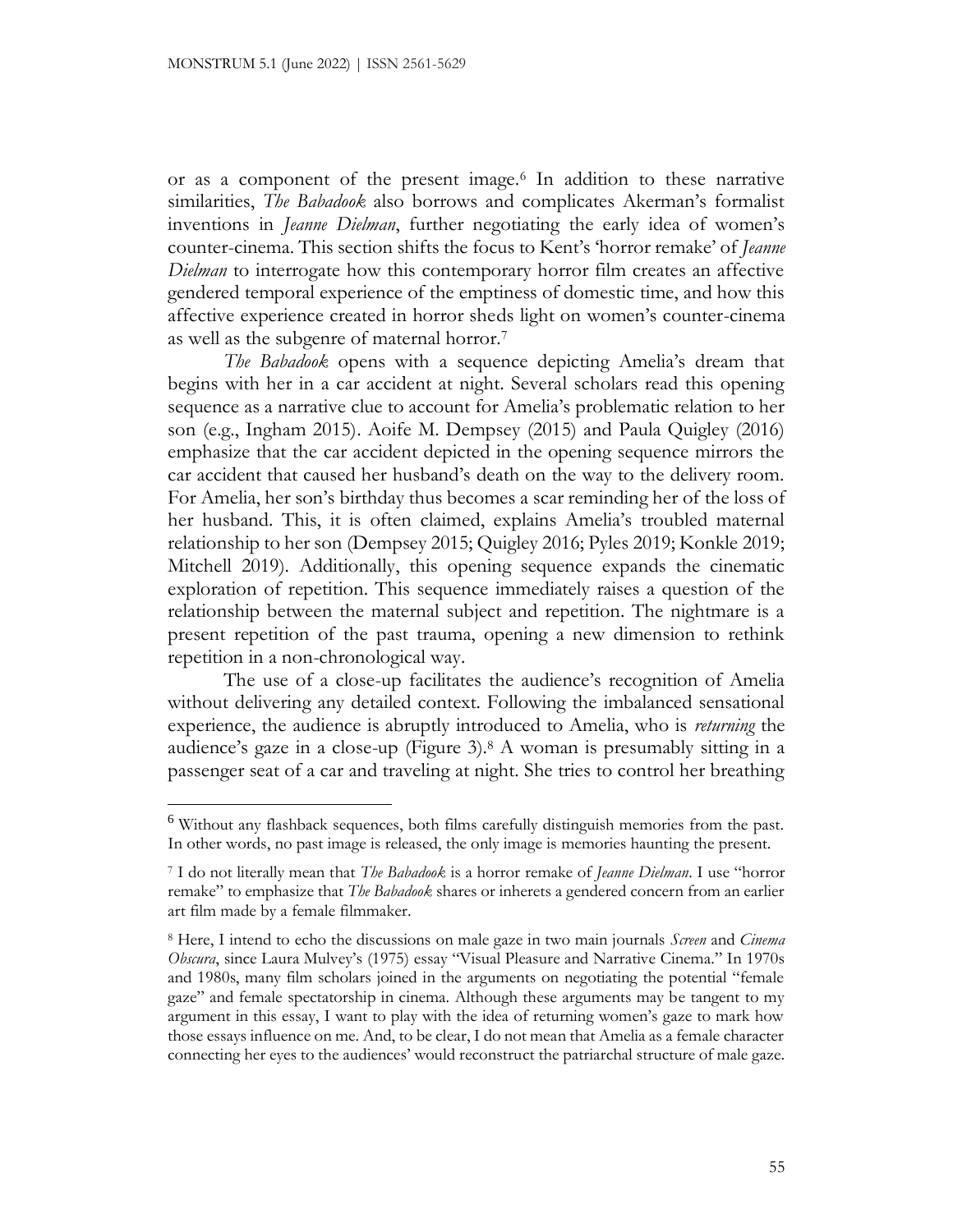or as a component of the present image.[6] In addition to these narrative similarities, *The Babadook* also borrows and complicates Akerman's formalist inventions in *Jeanne Dielman*, further negotiating the early idea of women's counter-cinema. This section shifts the focus to Kent's 'horror remake' of *Jeanne Dielman* to interrogate how this contemporary horror film creates an affective gendered temporal experience of the emptiness of domestic time, and how this affective experience created in horror sheds light on women's counter-cinema as well as the subgenre of maternal horror.[7]

*The Babadook* opens with a sequence depicting Amelia's dream that begins with her in a car accident at night. Several scholars read this opening sequence as a narrative clue to account for Amelia's problematic relation to her son (e.g., Ingham 2015). Aoife M. Dempsey (2015) and Paula Quigley (2016) emphasize that the car accident depicted in the opening sequence mirrors the car accident that caused her husband's death on the way to the delivery room. For Amelia, her son's birthday thus becomes a scar reminding her of the loss of her husband. This, it is often claimed, explains Amelia's troubled maternal relationship to her son (Dempsey 2015; Quigley 2016; Pyles 2019; Konkle 2019; Mitchell 2019). Additionally, this opening sequence expands the cinematic exploration of repetition. This sequence immediately raises a question of the relationship between the maternal subject and repetition. The nightmare is a present repetition of the past trauma, opening a new dimension to rethink repetition in a non-chronological way.

The use of a close-up facilitates the audience's recognition of Amelia without delivering any detailed context. Following the imbalanced sensational experience, the audience is abruptly introduced to Amelia, who is *returning* the audience's gaze in a close-up (Figure 3).[8] A woman is presumably sitting in a passenger seat of a car and traveling at night. She tries to control her breathing

---

[6] Without any flashback sequences, both films carefully distinguish memories from the past. In other words, no past image is released, the only image is memories haunting the present.

[7] I do not literally mean that *The Babadook* is a horror remake of *Jeanne Dielman*. I use "horror remake" to emphasize that *The Babadook* shares or inherets a gendered concern from an earlier art film made by a female filmmaker.

[8] Here, I intend to echo the discussions on male gaze in two main journals *Screen* and *Cinema Obscura*, since Laura Mulvey's (1975) essay "Visual Pleasure and Narrative Cinema." In 1970s and 1980s, many film scholars joined in the arguments on negotiating the potential "female gaze" and female spectatorship in cinema. Although these arguments may be tangent to my argument in this essay, I want to play with the idea of returning women's gaze to mark how those essays influence on me. And, to be clear, I do not mean that Amelia as a female character connecting her eyes to the audiences' would reconstruct the patriarchal structure of male gaze.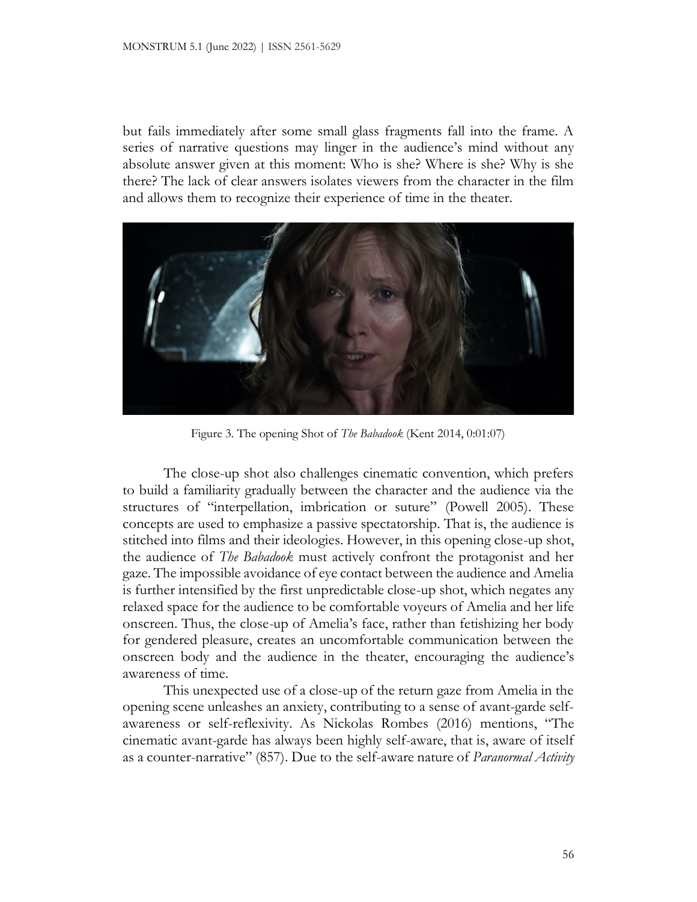but fails immediately after some small glass fragments fall into the frame. A series of narrative questions may linger in the audience's mind without any absolute answer given at this moment: Who is she? Where is she? Why is she there? The lack of clear answers isolates viewers from the character in the film and allows them to recognize their experience of time in the theater.

Figure 3. The opening Shot of *The Babadook* (Kent 2014, 0:01:07)

The close-up shot also challenges cinematic convention, which prefers to build a familiarity gradually between the character and the audience via the structures of "interpellation, imbrication or suture" (Powell 2005). These concepts are used to emphasize a passive spectatorship. That is, the audience is stitched into films and their ideologies. However, in this opening close-up shot, the audience of *The Babadook* must actively confront the protagonist and her gaze. The impossible avoidance of eye contact between the audience and Amelia is further intensified by the first unpredictable close-up shot, which negates any relaxed space for the audience to be comfortable voyeurs of Amelia and her life onscreen. Thus, the close-up of Amelia's face, rather than fetishizing her body for gendered pleasure, creates an uncomfortable communication between the onscreen body and the audience in the theater, encouraging the audience's awareness of time.

This unexpected use of a close-up of the return gaze from Amelia in the opening scene unleashes an anxiety, contributing to a sense of avant-garde self-awareness or self-reflexivity. As Nickolas Rombes (2016) mentions, "The cinematic avant-garde has always been highly self-aware, that is, aware of itself as a counter-narrative" (857). Due to the self-aware nature of *Paranormal Activity*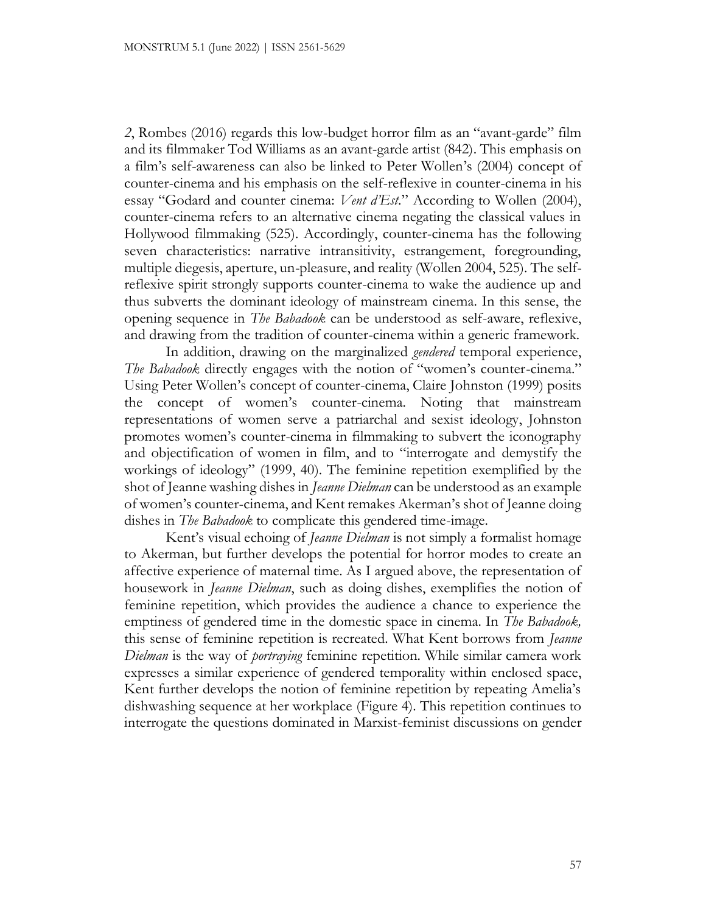*2*, Rombes (2016) regards this low-budget horror film as an "avant-garde" film and its filmmaker Tod Williams as an avant-garde artist (842). This emphasis on a film's self-awareness can also be linked to Peter Wollen's (2004) concept of counter-cinema and his emphasis on the self-reflexive in counter-cinema in his essay "Godard and counter cinema: *Vent d'Est*." According to Wollen (2004), counter-cinema refers to an alternative cinema negating the classical values in Hollywood filmmaking (525). Accordingly, counter-cinema has the following seven characteristics: narrative intransitivity, estrangement, foregrounding, multiple diegesis, aperture, un-pleasure, and reality (Wollen 2004, 525). The self-reflexive spirit strongly supports counter-cinema to wake the audience up and thus subverts the dominant ideology of mainstream cinema. In this sense, the opening sequence in *The Babadook* can be understood as self-aware, reflexive, and drawing from the tradition of counter-cinema within a generic framework.

In addition, drawing on the marginalized *gendered* temporal experience, *The Babadook* directly engages with the notion of "women's counter-cinema." Using Peter Wollen's concept of counter-cinema, Claire Johnston (1999) posits the concept of women's counter-cinema. Noting that mainstream representations of women serve a patriarchal and sexist ideology, Johnston promotes women's counter-cinema in filmmaking to subvert the iconography and objectification of women in film, and to "interrogate and demystify the workings of ideology" (1999, 40). The feminine repetition exemplified by the shot of Jeanne washing dishes in *Jeanne Dielman* can be understood as an example of women's counter-cinema, and Kent remakes Akerman's shot of Jeanne doing dishes in *The Babadook* to complicate this gendered time-image.

Kent's visual echoing of *Jeanne Dielman* is not simply a formalist homage to Akerman, but further develops the potential for horror modes to create an affective experience of maternal time. As I argued above, the representation of housework in *Jeanne Dielman*, such as doing dishes, exemplifies the notion of feminine repetition, which provides the audience a chance to experience the emptiness of gendered time in the domestic space in cinema. In *The Babadook,* this sense of feminine repetition is recreated. What Kent borrows from *Jeanne Dielman* is the way of *portraying* feminine repetition. While similar camera work expresses a similar experience of gendered temporality within enclosed space, Kent further develops the notion of feminine repetition by repeating Amelia's dishwashing sequence at her workplace (Figure 4). This repetition continues to interrogate the questions dominated in Marxist-feminist discussions on gender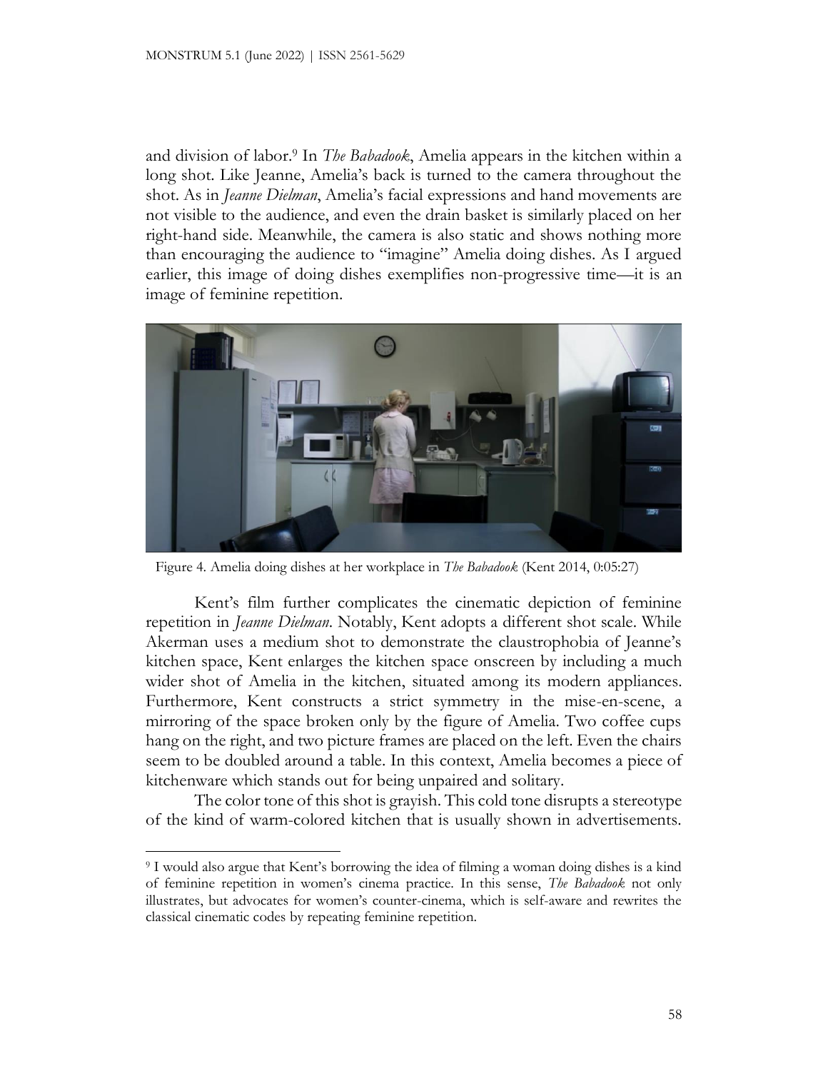and division of labor.[9] In *The Babadook*, Amelia appears in the kitchen within a long shot. Like Jeanne, Amelia's back is turned to the camera throughout the shot. As in *Jeanne Dielman*, Amelia's facial expressions and hand movements are not visible to the audience, and even the drain basket is similarly placed on her right-hand side. Meanwhile, the camera is also static and shows nothing more than encouraging the audience to "imagine" Amelia doing dishes. As I argued earlier, this image of doing dishes exemplifies non-progressive time—it is an image of feminine repetition.

Figure 4. Amelia doing dishes at her workplace in *The Babadook* (Kent 2014, 0:05:27)

Kent's film further complicates the cinematic depiction of feminine repetition in *Jeanne Dielman*. Notably, Kent adopts a different shot scale. While Akerman uses a medium shot to demonstrate the claustrophobia of Jeanne's kitchen space, Kent enlarges the kitchen space onscreen by including a much wider shot of Amelia in the kitchen, situated among its modern appliances. Furthermore, Kent constructs a strict symmetry in the mise-en-scene, a mirroring of the space broken only by the figure of Amelia. Two coffee cups hang on the right, and two picture frames are placed on the left. Even the chairs seem to be doubled around a table. In this context, Amelia becomes a piece of kitchenware which stands out for being unpaired and solitary.

The color tone of this shot is grayish. This cold tone disrupts a stereotype of the kind of warm-colored kitchen that is usually shown in advertisements.

[9] I would also argue that Kent's borrowing the idea of filming a woman doing dishes is a kind of feminine repetition in women's cinema practice. In this sense, *The Babadook* not only illustrates, but advocates for women's counter-cinema, which is self-aware and rewrites the classical cinematic codes by repeating feminine repetition.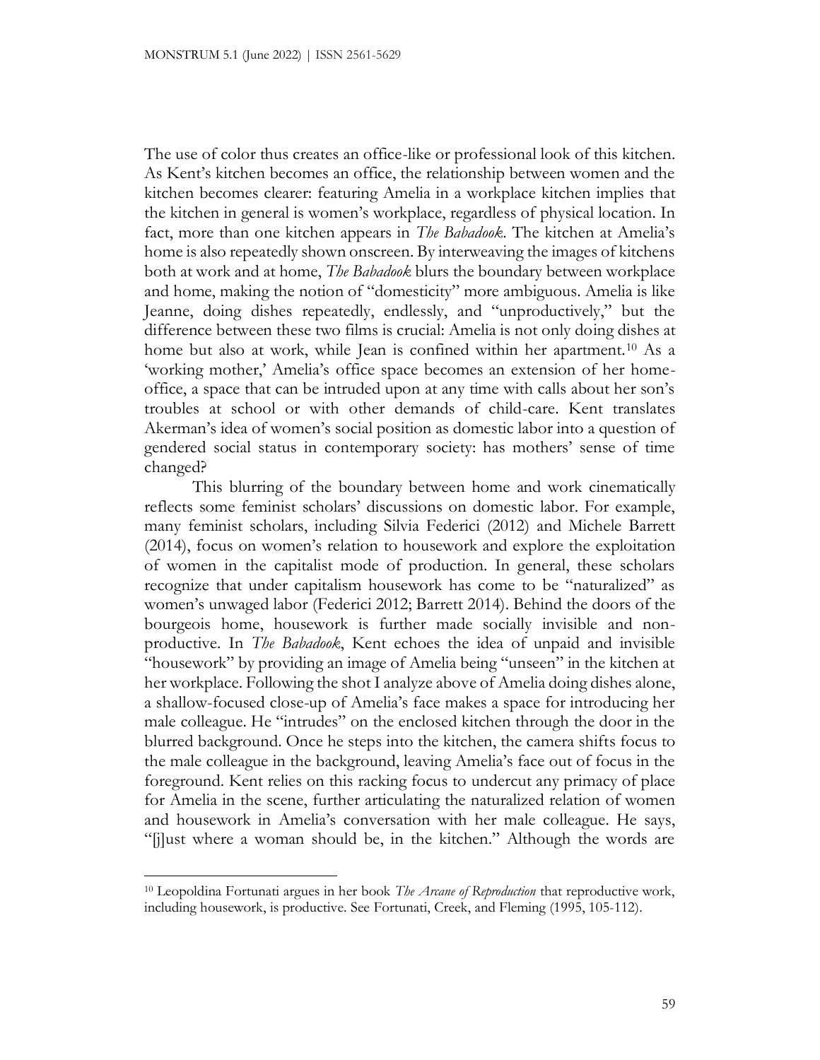The use of color thus creates an office-like or professional look of this kitchen. As Kent's kitchen becomes an office, the relationship between women and the kitchen becomes clearer: featuring Amelia in a workplace kitchen implies that the kitchen in general is women's workplace, regardless of physical location. In fact, more than one kitchen appears in *The Babadook*. The kitchen at Amelia's home is also repeatedly shown onscreen. By interweaving the images of kitchens both at work and at home, *The Babadook* blurs the boundary between workplace and home, making the notion of "domesticity" more ambiguous. Amelia is like Jeanne, doing dishes repeatedly, endlessly, and "unproductively," but the difference between these two films is crucial: Amelia is not only doing dishes at home but also at work, while Jean is confined within her apartment.[10] As a 'working mother,' Amelia's office space becomes an extension of her home-office, a space that can be intruded upon at any time with calls about her son's troubles at school or with other demands of child-care. Kent translates Akerman's idea of women's social position as domestic labor into a question of gendered social status in contemporary society: has mothers' sense of time changed?

This blurring of the boundary between home and work cinematically reflects some feminist scholars' discussions on domestic labor. For example, many feminist scholars, including Silvia Federici (2012) and Michele Barrett (2014), focus on women's relation to housework and explore the exploitation of women in the capitalist mode of production. In general, these scholars recognize that under capitalism housework has come to be "naturalized" as women's unwaged labor (Federici 2012; Barrett 2014). Behind the doors of the bourgeois home, housework is further made socially invisible and non-productive. In *The Babadook*, Kent echoes the idea of unpaid and invisible "housework" by providing an image of Amelia being "unseen" in the kitchen at her workplace. Following the shot I analyze above of Amelia doing dishes alone, a shallow-focused close-up of Amelia's face makes a space for introducing her male colleague. He "intrudes" on the enclosed kitchen through the door in the blurred background. Once he steps into the kitchen, the camera shifts focus to the male colleague in the background, leaving Amelia's face out of focus in the foreground. Kent relies on this racking focus to undercut any primacy of place for Amelia in the scene, further articulating the naturalized relation of women and housework in Amelia's conversation with her male colleague. He says, "[j]ust where a woman should be, in the kitchen." Although the words are

---

[10] Leopoldina Fortunati argues in her book *The Arcane of Reproduction* that reproductive work, including housework, is productive. See Fortunati, Creek, and Fleming (1995, 105-112).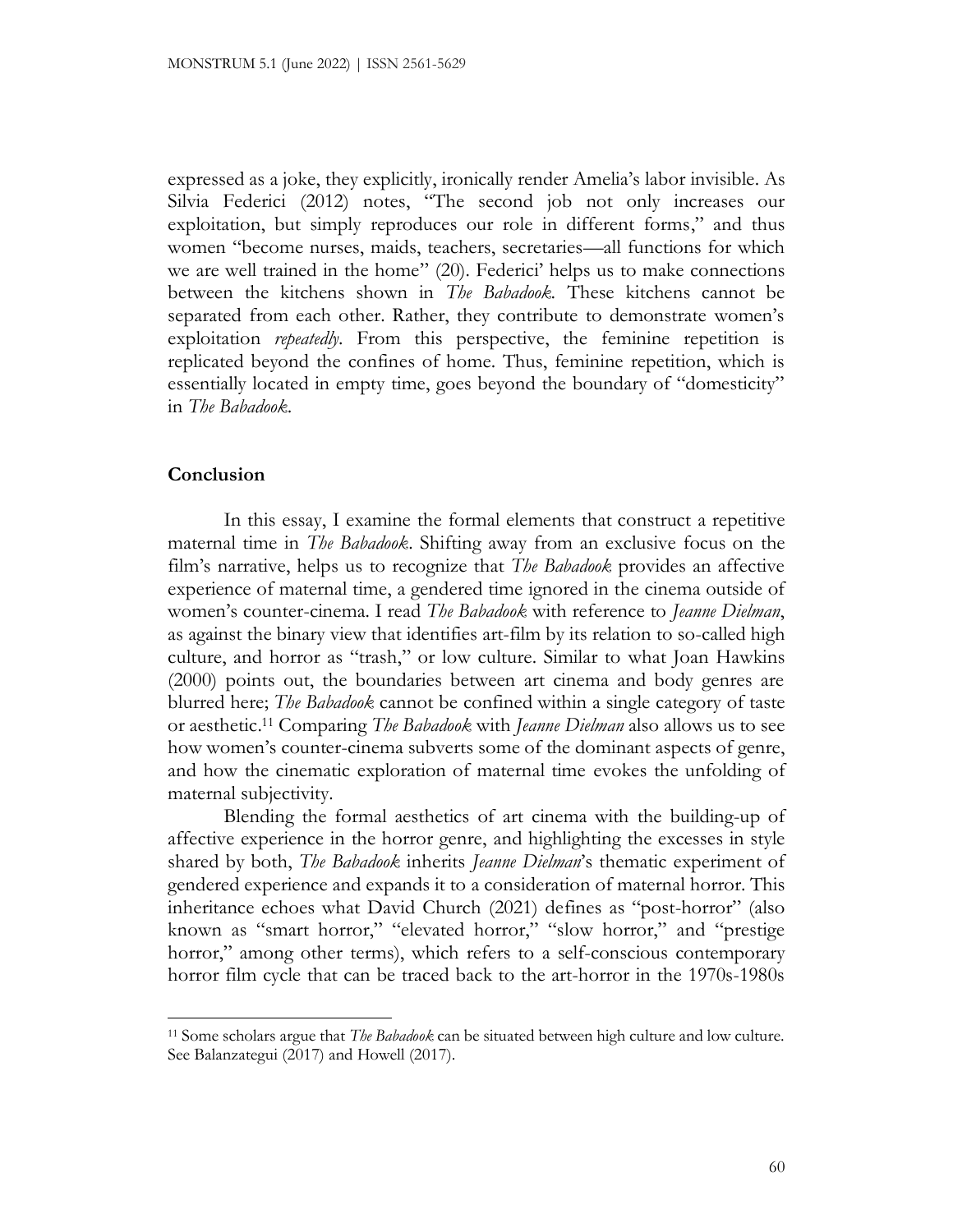expressed as a joke, they explicitly, ironically render Amelia's labor invisible. As Silvia Federici (2012) notes, "The second job not only increases our exploitation, but simply reproduces our role in different forms," and thus women "become nurses, maids, teachers, secretaries—all functions for which we are well trained in the home" (20). Federici' helps us to make connections between the kitchens shown in *The Babadook*. These kitchens cannot be separated from each other. Rather, they contribute to demonstrate women's exploitation *repeatedly*. From this perspective, the feminine repetition is replicated beyond the confines of home. Thus, feminine repetition, which is essentially located in empty time, goes beyond the boundary of "domesticity" in *The Babadook*.

## Conclusion

In this essay, I examine the formal elements that construct a repetitive maternal time in *The Babadook*. Shifting away from an exclusive focus on the film's narrative, helps us to recognize that *The Babadook* provides an affective experience of maternal time, a gendered time ignored in the cinema outside of women's counter-cinema. I read *The Babadook* with reference to *Jeanne Dielman*, as against the binary view that identifies art-film by its relation to so-called high culture, and horror as "trash," or low culture. Similar to what Joan Hawkins (2000) points out, the boundaries between art cinema and body genres are blurred here; *The Babadook* cannot be confined within a single category of taste or aesthetic.[11] Comparing *The Babadook* with *Jeanne Dielman* also allows us to see how women's counter-cinema subverts some of the dominant aspects of genre, and how the cinematic exploration of maternal time evokes the unfolding of maternal subjectivity.

Blending the formal aesthetics of art cinema with the building-up of affective experience in the horror genre, and highlighting the excesses in style shared by both, *The Babadook* inherits *Jeanne Dielman*'s thematic experiment of gendered experience and expands it to a consideration of maternal horror. This inheritance echoes what David Church (2021) defines as "post-horror" (also known as "smart horror," "elevated horror," "slow horror," and "prestige horror," among other terms), which refers to a self-conscious contemporary horror film cycle that can be traced back to the art-horror in the 1970s-1980s

[11] Some scholars argue that *The Babadook* can be situated between high culture and low culture. See Balanzategui (2017) and Howell (2017).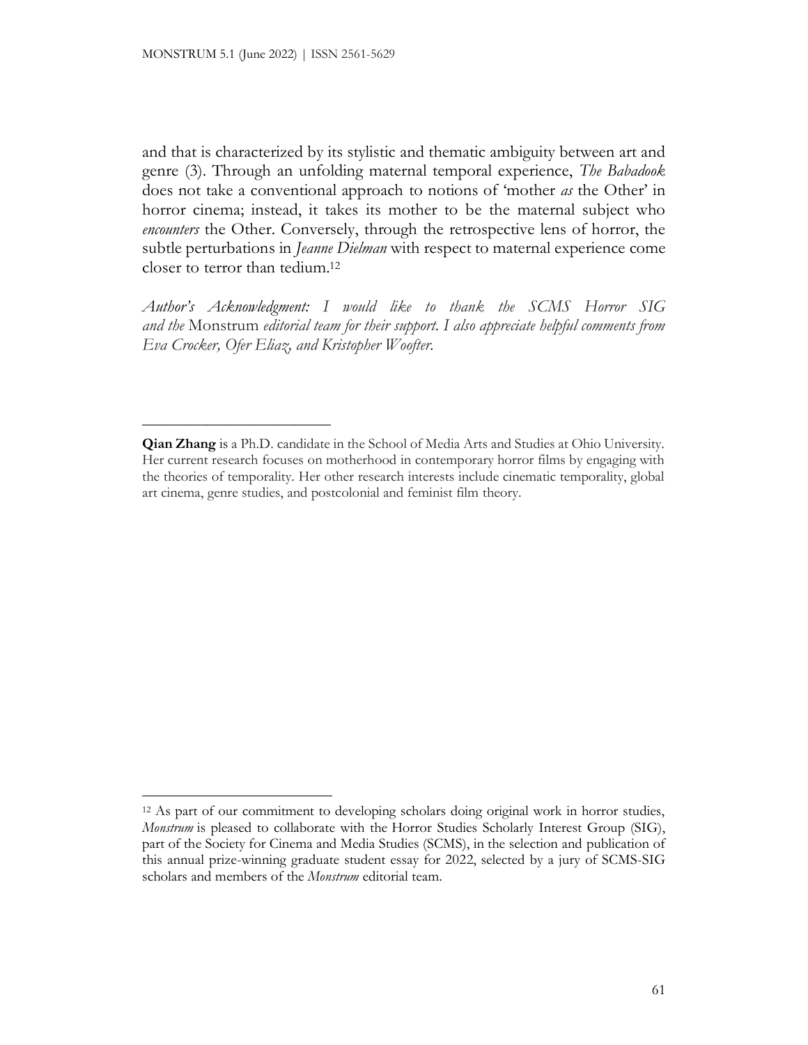and that is characterized by its stylistic and thematic ambiguity between art and genre (3). Through an unfolding maternal temporal experience, *The Babadook* does not take a conventional approach to notions of 'mother *as* the Other' in horror cinema; instead, it takes its mother to be the maternal subject who *encounters* the Other. Conversely, through the retrospective lens of horror, the subtle perturbations in *Jeanne Dielman* with respect to maternal experience come closer to terror than tedium.[12]

*Author's Acknowledgment: I would like to thank the SCMS Horror SIG and the* Monstrum *editorial team for their support. I also appreciate helpful comments from Eva Crocker, Ofer Eliaz, and Kristopher Woofter.*

---

**Qian Zhang** is a Ph.D. candidate in the School of Media Arts and Studies at Ohio University. Her current research focuses on motherhood in contemporary horror films by engaging with the theories of temporality. Her other research interests include cinematic temporality, global art cinema, genre studies, and postcolonial and feminist film theory.

---

[12] As part of our commitment to developing scholars doing original work in horror studies, *Monstrum* is pleased to collaborate with the Horror Studies Scholarly Interest Group (SIG), part of the Society for Cinema and Media Studies (SCMS), in the selection and publication of this annual prize-winning graduate student essay for 2022, selected by a jury of SCMS-SIG scholars and members of the *Monstrum* editorial team.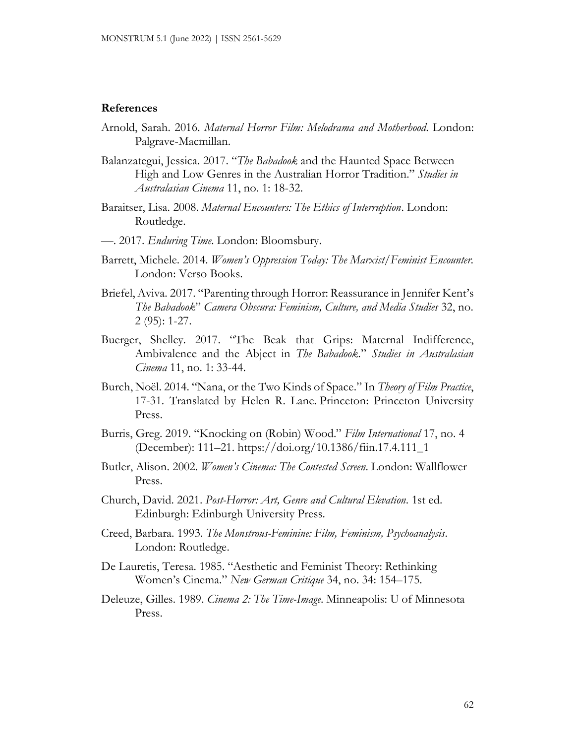## References

Arnold, Sarah. 2016. *Maternal Horror Film: Melodrama and Motherhood*. London: Palgrave-Macmillan.

Balanzategui, Jessica. 2017. "*The Babadook* and the Haunted Space Between High and Low Genres in the Australian Horror Tradition." *Studies in Australasian Cinema* 11, no. 1: 18-32.

Baraitser, Lisa. 2008. *Maternal Encounters: The Ethics of Interruption*. London: Routledge.

—. 2017. *Enduring Time*. London: Bloomsbury.

Barrett, Michele. 2014. *Women's Oppression Today: The Marxist/Feminist Encounter*. London: Verso Books.

Briefel, Aviva. 2017. "Parenting through Horror: Reassurance in Jennifer Kent's *The Babadook*" *Camera Obscura: Feminism, Culture, and Media Studies* 32, no. 2 (95): 1-27.

Buerger, Shelley. 2017. "The Beak that Grips: Maternal Indifference, Ambivalence and the Abject in *The Babadook*." *Studies in Australasian Cinema* 11, no. 1: 33-44.

Burch, Noël. 2014. "Nana, or the Two Kinds of Space." In *Theory of Film Practice*, 17-31. Translated by Helen R. Lane. Princeton: Princeton University Press.

Burris, Greg. 2019. "Knocking on (Robin) Wood." *Film International* 17, no. 4 (December): 111–21. https://doi.org/10.1386/fiin.17.4.111_1

Butler, Alison. 2002. *Women's Cinema: The Contested Screen*. London: Wallflower Press.

Church, David. 2021. *Post-Horror: Art, Genre and Cultural Elevation*. 1st ed. Edinburgh: Edinburgh University Press.

Creed, Barbara. 1993. *The Monstrous-Feminine: Film, Feminism, Psychoanalysis*. London: Routledge.

De Lauretis, Teresa. 1985. "Aesthetic and Feminist Theory: Rethinking Women's Cinema." *New German Critique* 34, no. 34: 154–175.

Deleuze, Gilles. 1989. *Cinema 2: The Time-Image*. Minneapolis: U of Minnesota Press.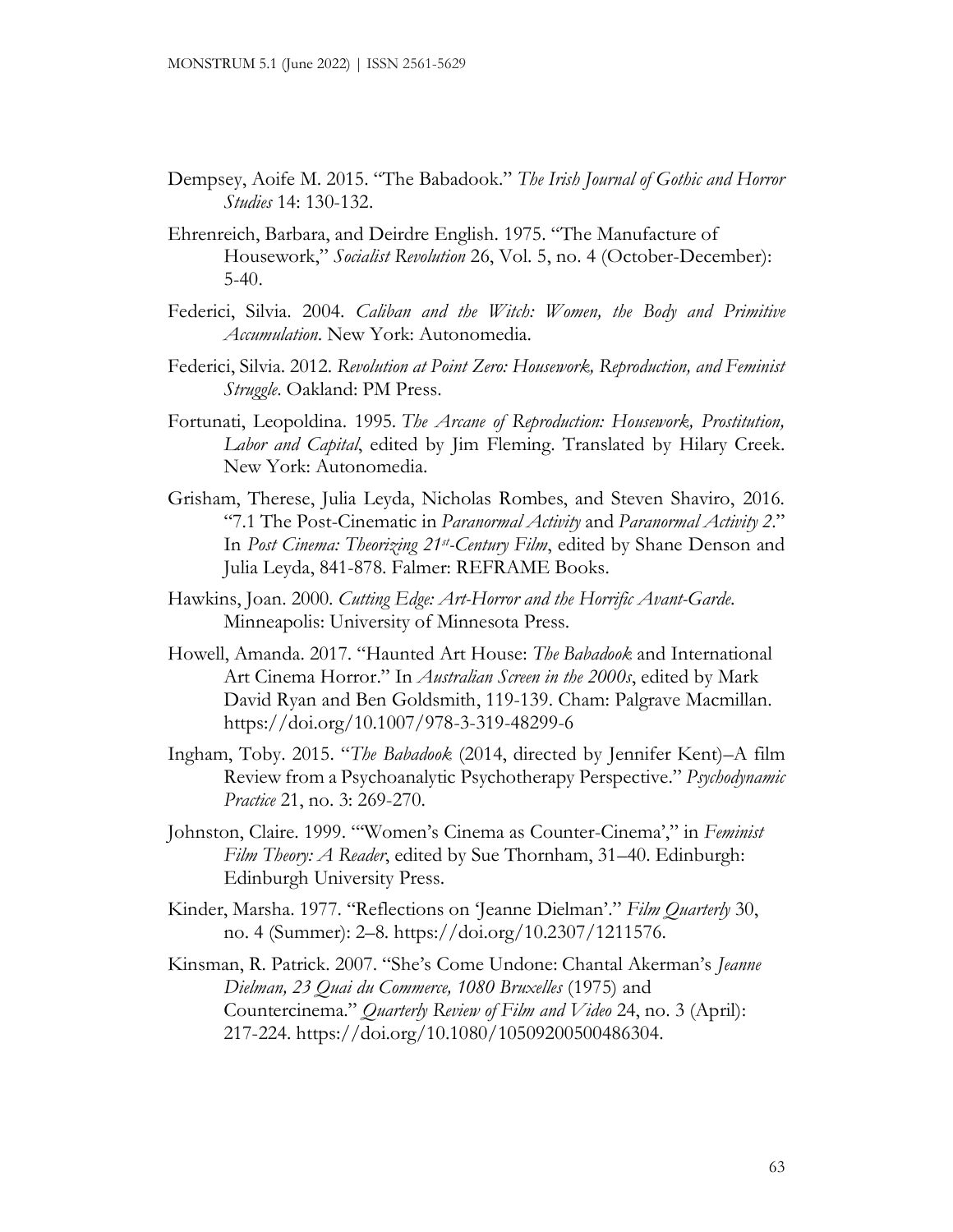Dempsey, Aoife M. 2015. "The Babadook." *The Irish Journal of Gothic and Horror Studies* 14: 130-132.

Ehrenreich, Barbara, and Deirdre English. 1975. "The Manufacture of Housework," *Socialist Revolution* 26, Vol. 5, no. 4 (October-December): 5-40.

Federici, Silvia. 2004. *Caliban and the Witch: Women, the Body and Primitive Accumulation*. New York: Autonomedia.

Federici, Silvia. 2012. *Revolution at Point Zero: Housework, Reproduction, and Feminist Struggle*. Oakland: PM Press.

Fortunati, Leopoldina. 1995. *The Arcane of Reproduction: Housework, Prostitution, Labor and Capital*, edited by Jim Fleming. Translated by Hilary Creek. New York: Autonomedia.

Grisham, Therese, Julia Leyda, Nicholas Rombes, and Steven Shaviro, 2016. "7.1 The Post-Cinematic in *Paranormal Activity* and *Paranormal Activity 2*." In *Post Cinema: Theorizing 21st-Century Film*, edited by Shane Denson and Julia Leyda, 841-878. Falmer: REFRAME Books.

Hawkins, Joan. 2000. *Cutting Edge: Art-Horror and the Horrific Avant-Garde.* Minneapolis: University of Minnesota Press.

Howell, Amanda. 2017. "Haunted Art House: *The Babadook* and International Art Cinema Horror." In *Australian Screen in the 2000s*, edited by Mark David Ryan and Ben Goldsmith, 119-139. Cham: Palgrave Macmillan. https://doi.org/10.1007/978-3-319-48299-6

Ingham, Toby. 2015. "*The Babadook* (2014, directed by Jennifer Kent)–A film Review from a Psychoanalytic Psychotherapy Perspective." *Psychodynamic Practice* 21, no. 3: 269-270.

Johnston, Claire. 1999. "'Women's Cinema as Counter-Cinema'," in *Feminist Film Theory: A Reader*, edited by Sue Thornham, 31–40. Edinburgh: Edinburgh University Press.

Kinder, Marsha. 1977. "Reflections on 'Jeanne Dielman'." *Film Quarterly* 30, no. 4 (Summer): 2–8. https://doi.org/10.2307/1211576.

Kinsman, R. Patrick. 2007. "She's Come Undone: Chantal Akerman's *Jeanne Dielman, 23 Quai du Commerce, 1080 Bruxelles* (1975) and Countercinema." *Quarterly Review of Film and Video* 24, no. 3 (April): 217-224. https://doi.org/10.1080/10509200500486304.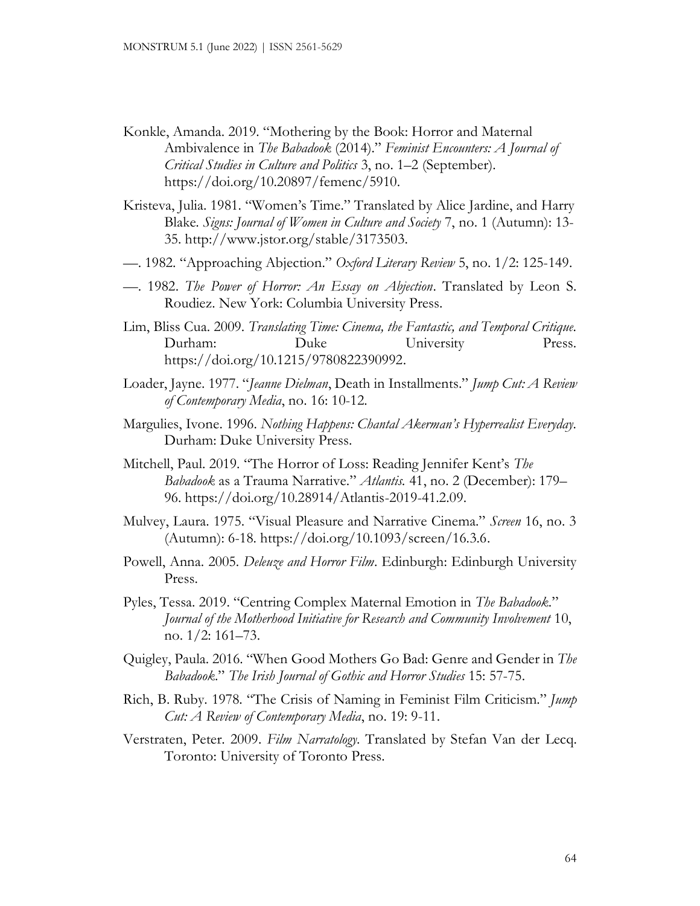Konkle, Amanda. 2019. "Mothering by the Book: Horror and Maternal Ambivalence in *The Babadook* (2014)." *Feminist Encounters: A Journal of Critical Studies in Culture and Politics* 3, no. 1–2 (September). https://doi.org/10.20897/femenc/5910.

Kristeva, Julia. 1981. "Women's Time." Translated by Alice Jardine, and Harry Blake. *Signs: Journal of Women in Culture and Society* 7, no. 1 (Autumn): 13-35. http://www.jstor.org/stable/3173503.

—. 1982. "Approaching Abjection." *Oxford Literary Review* 5, no. 1/2: 125-149.

—. 1982. *The Power of Horror: An Essay on Abjection*. Translated by Leon S. Roudiez. New York: Columbia University Press.

Lim, Bliss Cua. 2009. *Translating Time: Cinema, the Fantastic, and Temporal Critique*. Durham: Duke University Press. https://doi.org/10.1215/9780822390992.

Loader, Jayne. 1977. "*Jeanne Dielman*, Death in Installments." *Jump Cut: A Review of Contemporary Media*, no. 16: 10-12.

Margulies, Ivone. 1996. *Nothing Happens: Chantal Akerman's Hyperrealist Everyday*. Durham: Duke University Press.

Mitchell, Paul. 2019. "The Horror of Loss: Reading Jennifer Kent's *The Babadook* as a Trauma Narrative." *Atlantis.* 41, no. 2 (December): 179–96. https://doi.org/10.28914/Atlantis-2019-41.2.09.

Mulvey, Laura. 1975. "Visual Pleasure and Narrative Cinema." *Screen* 16, no. 3 (Autumn): 6-18. https://doi.org/10.1093/screen/16.3.6.

Powell, Anna. 2005. *Deleuze and Horror Film*. Edinburgh: Edinburgh University Press.

Pyles, Tessa. 2019. "Centring Complex Maternal Emotion in *The Babadook*." *Journal of the Motherhood Initiative for Research and Community Involvement* 10, no. 1/2: 161–73.

Quigley, Paula. 2016. "When Good Mothers Go Bad: Genre and Gender in *The Babadook*." *The Irish Journal of Gothic and Horror Studies* 15: 57-75.

Rich, B. Ruby. 1978. "The Crisis of Naming in Feminist Film Criticism." *Jump Cut: A Review of Contemporary Media*, no. 19: 9-11.

Verstraten, Peter. 2009. *Film Narratology*. Translated by Stefan Van der Lecq. Toronto: University of Toronto Press.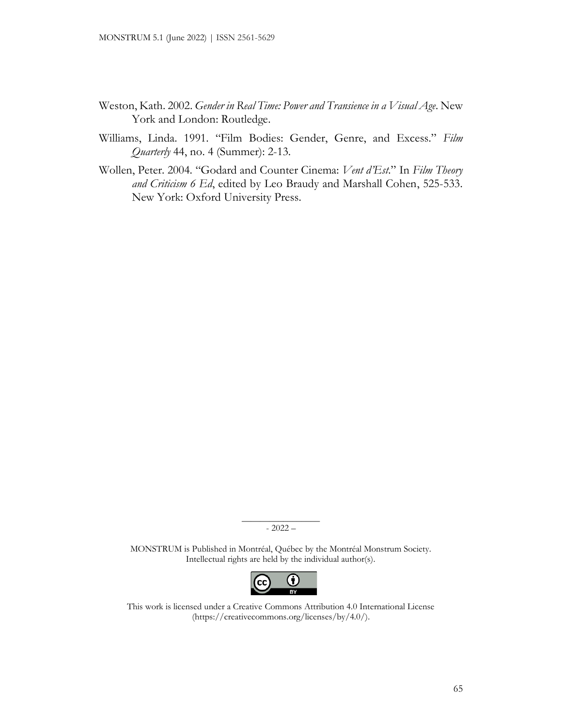Weston, Kath. 2002. *Gender in Real Time: Power and Transience in a Visual Age*. New York and London: Routledge.

Williams, Linda. 1991. "Film Bodies: Gender, Genre, and Excess." *Film Quarterly* 44, no. 4 (Summer): 2-13.

Wollen, Peter. 2004. "Godard and Counter Cinema: *Vent d'Est*." In *Film Theory and Criticism 6 Ed*, edited by Leo Braudy and Marshall Cohen, 525-533. New York: Oxford University Press.

\- 2022 –

MONSTRUM is Published in Montréal, Québec by the Montréal Monstrum Society. Intellectual rights are held by the individual author(s).

This work is licensed under a Creative Commons Attribution 4.0 International License (https://creativecommons.org/licenses/by/4.0/).